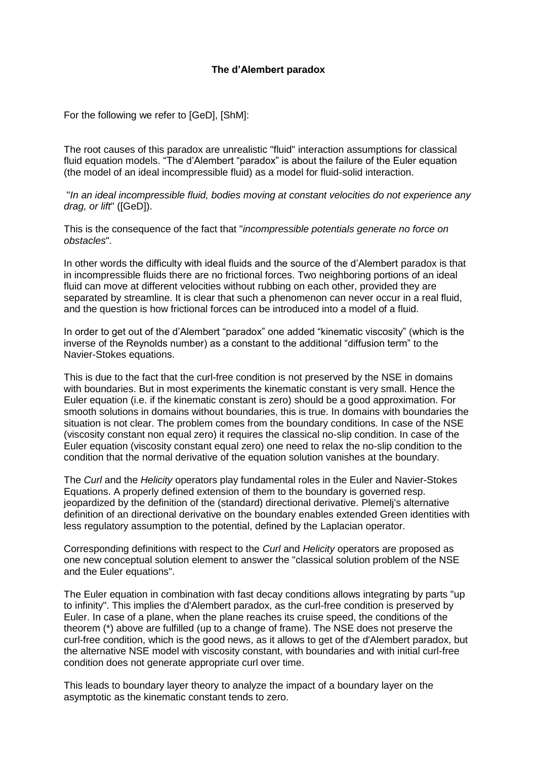**The d'Alembert paradox**

For the following we refer to [GeD], [ShM]:

The root causes of this paradox are unrealistic "fluid" interaction assumptions for classical fluid equation models. "The d'Alembert "paradox" is about the failure of the Euler equation (the model of an ideal incompressible fluid) as a model for fluid-solid interaction.

"*In an ideal incompressible fluid, bodies moving at constant velocities do not experience any drag, or lift*" ([GeD]).

This is the consequence of the fact that "*incompressible potentials generate no force on obstacles*".

In other words the difficulty with ideal fluids and the source of the d'Alembert paradox is that in incompressible fluids there are no frictional forces. Two neighboring portions of an ideal fluid can move at different velocities without rubbing on each other, provided they are separated by streamline. It is clear that such a phenomenon can never occur in a real fluid, and the question is how frictional forces can be introduced into a model of a fluid.

In order to get out of the d'Alembert "paradox" one added "kinematic viscosity" (which is the inverse of the Reynolds number) as a constant to the additional "diffusion term" to the Navier-Stokes equations.

This is due to the fact that the curl-free condition is not preserved by the NSE in domains with boundaries. But in most experiments the kinematic constant is very small. Hence the Euler equation (i.e. if the kinematic constant is zero) should be a good approximation. For smooth solutions in domains without boundaries, this is true. In domains with boundaries the situation is not clear. The problem comes from the boundary conditions. In case of the NSE (viscosity constant non equal zero) it requires the classical no-slip condition. In case of the Euler equation (viscosity constant equal zero) one need to relax the no-slip condition to the condition that the normal derivative of the equation solution vanishes at the boundary.

The *Curl* and the *Helicity* operators play fundamental roles in the Euler and Navier-Stokes Equations. A properly defined extension of them to the boundary is governed resp. jeopardized by the definition of the (standard) directional derivative. Plemelj's alternative definition of an directional derivative on the boundary enables extended Green identities with less regulatory assumption to the potential, defined by the Laplacian operator.

Corresponding definitions with respect to the *Curl* and *Helicity* operators are proposed as one new conceptual solution element to answer the "classical solution problem of the NSE and the Euler equations".

The Euler equation in combination with fast decay conditions allows integrating by parts "up to infinity". This implies the d'Alembert paradox, as the curl-free condition is preserved by Euler. In case of a plane, when the plane reaches its cruise speed, the conditions of the theorem (*) above are fulfilled (up to a change of frame). The NSE does not preserve the curl-free condition, which is the good news, as it allows to get of the d'Alembert paradox, but the alternative NSE model with viscosity constant, with boundaries and with initial curl-free condition does not generate appropriate curl over time.

This leads to boundary layer theory to analyze the impact of a boundary layer on the asymptotic as the kinematic constant tends to zero.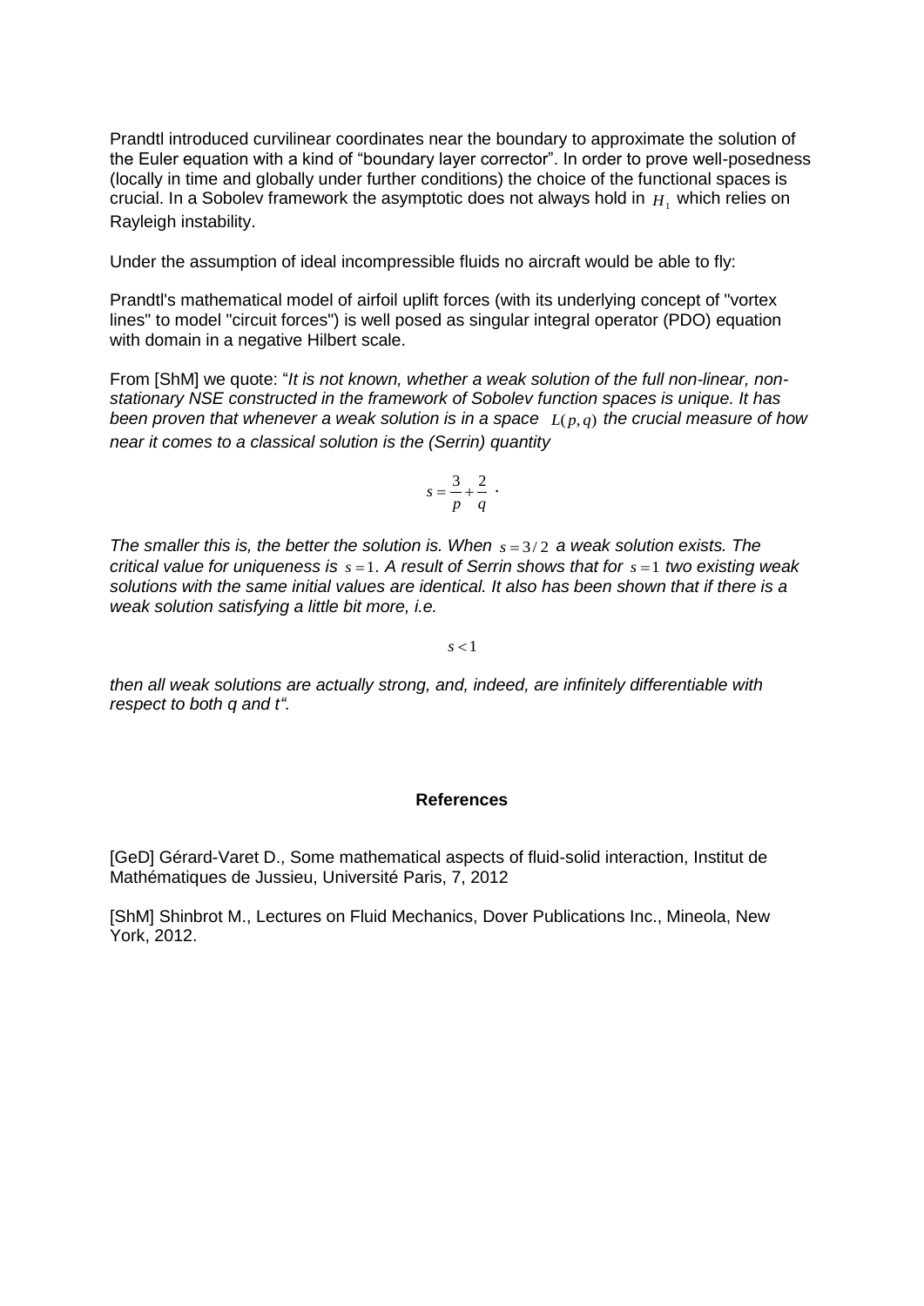Prandtl introduced curvilinear coordinates near the boundary to approximate the solution of the Euler equation with a kind of "boundary layer corrector". In order to prove well-posedness (locally in time and globally under further conditions) the choice of the functional spaces is crucial. In a Sobolev framework the asymptotic does not always hold in $H_1$ which relies on Rayleigh instability.

Under the assumption of ideal incompressible fluids no aircraft would be able to fly:

Prandtl's mathematical model of airfoil uplift forces (with its underlying concept of "vortex lines" to model "circuit forces") is well posed as singular integral operator (PDO) equation with domain in a negative Hilbert scale.

From [ShM] we quote: "*It is not known, whether a weak solution of the full non-linear, non-stationary NSE constructed in the framework of Sobolev function spaces is unique. It has been proven that whenever a weak solution is in a space* $L(p,q)$ *the crucial measure of how near it comes to a classical solution is the (Serrin) quantity*

$$s = \frac{3}{p} + \frac{2}{q} \;.$$

*The smaller this is, the better the solution is. When* $s = 3/2$ *a weak solution exists. The critical value for uniqueness is* $s = 1$*. A result of Serrin shows that for* $s = 1$ *two existing weak solutions with the same initial values are identical. It also has been shown that if there is a weak solution satisfying a little bit more, i.e.*

$$s < 1$$

*then all weak solutions are actually strong, and, indeed, are infinitely differentiable with respect to both q and t".*

**References**

[GeD] Gérard-Varet D., Some mathematical aspects of fluid-solid interaction, Institut de Mathématiques de Jussieu, Université Paris, 7, 2012

[ShM] Shinbrot M., Lectures on Fluid Mechanics, Dover Publications Inc., Mineola, New York, 2012.